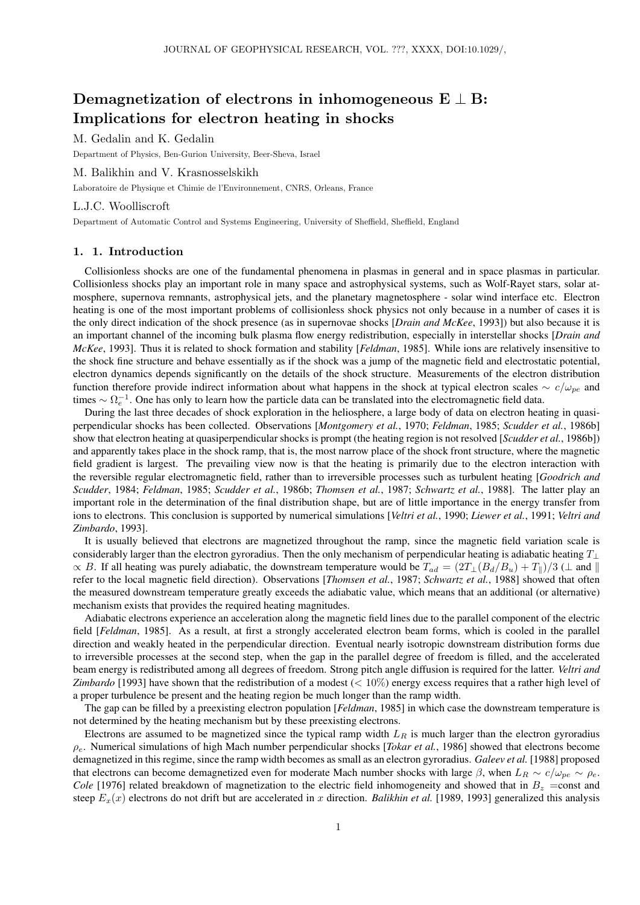# Demagnetization of electrons in inhomogeneous E ⊥ B: Implications for electron heating in shocks

M. Gedalin and K. Gedalin

Department of Physics, Ben-Gurion University, Beer-Sheva, Israel

M. Balikhin and V. Krasnosselskikh

Laboratoire de Physique et Chimie de l'Environnement, CNRS, Orleans, France

L.J.C. Woolliscroft

Department of Automatic Control and Systems Engineering, University of Sheffield, Sheffield, England

## 1. 1. Introduction

Collisionless shocks are one of the fundamental phenomena in plasmas in general and in space plasmas in particular. Collisionless shocks play an important role in many space and astrophysical systems, such as Wolf-Rayet stars, solar atmosphere, supernova remnants, astrophysical jets, and the planetary magnetosphere - solar wind interface etc. Electron heating is one of the most important problems of collisionless shock physics not only because in a number of cases it is the only direct indication of the shock presence (as in supernovae shocks [*Drain and McKee*, 1993]) but also because it is an important channel of the incoming bulk plasma flow energy redistribution, especially in interstellar shocks [*Drain and McKee*, 1993]. Thus it is related to shock formation and stability [*Feldman*, 1985]. While ions are relatively insensitive to the shock fine structure and behave essentially as if the shock was a jump of the magnetic field and electrostatic potential, electron dynamics depends significantly on the details of the shock structure. Measurements of the electron distribution function therefore provide indirect information about what happens in the shock at typical electron scales $\sim c/\omega_{pe}$ and times $\sim \Omega_e^{-1}$. One has only to learn how the particle data can be translated into the electromagnetic field data.

During the last three decades of shock exploration in the heliosphere, a large body of data on electron heating in quasi-perpendicular shocks has been collected. Observations [*Montgomery et al.*, 1970; *Feldman*, 1985; *Scudder et al.*, 1986b] show that electron heating at quasiperpendicular shocks is prompt (the heating region is not resolved [*Scudder et al.*, 1986b]) and apparently takes place in the shock ramp, that is, the most narrow place of the shock front structure, where the magnetic field gradient is largest. The prevailing view now is that the heating is primarily due to the electron interaction with the reversible regular electromagnetic field, rather than to irreversible processes such as turbulent heating [*Goodrich and Scudder*, 1984; *Feldman*, 1985; *Scudder et al.*, 1986b; *Thomsen et al.*, 1987; *Schwartz et al.*, 1988]. The latter play an important role in the determination of the final distribution shape, but are of little importance in the energy transfer from ions to electrons. This conclusion is supported by numerical simulations [*Veltri et al.*, 1990; *Liewer et al.*, 1991; *Veltri and Zimbardo*, 1993].

It is usually believed that electrons are magnetized throughout the ramp, since the magnetic field variation scale is considerably larger than the electron gyroradius. Then the only mechanism of perpendicular heating is adiabatic heating $T_\perp \propto B$. If all heating was purely adiabatic, the downstream temperature would be $T_{ad} = (2T_\perp(B_d/B_u) + T_\parallel)/3$ ($\perp$ and $\parallel$ refer to the local magnetic field direction). Observations [*Thomsen et al.*, 1987; *Schwartz et al.*, 1988] showed that often the measured downstream temperature greatly exceeds the adiabatic value, which means that an additional (or alternative) mechanism exists that provides the required heating magnitudes.

Adiabatic electrons experience an acceleration along the magnetic field lines due to the parallel component of the electric field [*Feldman*, 1985]. As a result, at first a strongly accelerated electron beam forms, which is cooled in the parallel direction and weakly heated in the perpendicular direction. Eventual nearly isotropic downstream distribution forms due to irreversible processes at the second step, when the gap in the parallel degree of freedom is filled, and the accelerated beam energy is redistributed among all degrees of freedom. Strong pitch angle diffusion is required for the latter. *Veltri and Zimbardo* [1993] have shown that the redistribution of a modest ($< 10\%$) energy excess requires that a rather high level of a proper turbulence be present and the heating region be much longer than the ramp width.

The gap can be filled by a preexisting electron population [*Feldman*, 1985] in which case the downstream temperature is not determined by the heating mechanism but by these preexisting electrons.

Electrons are assumed to be magnetized since the typical ramp width $L_R$ is much larger than the electron gyroradius $\rho_e$. Numerical simulations of high Mach number perpendicular shocks [*Tokar et al.*, 1986] showed that electrons become demagnetized in this regime, since the ramp width becomes as small as an electron gyroradius. *Galeev et al.* [1988] proposed that electrons can become demagnetized even for moderate Mach number shocks with large $\beta$, when $L_R \sim c/\omega_{pe} \sim \rho_e$. *Cole* [1976] related breakdown of magnetization to the electric field inhomogeneity and showed that in $B_z$ =const and steep $E_x(x)$ electrons do not drift but are accelerated in $x$ direction. *Balikhin et al.* [1989, 1993] generalized this analysis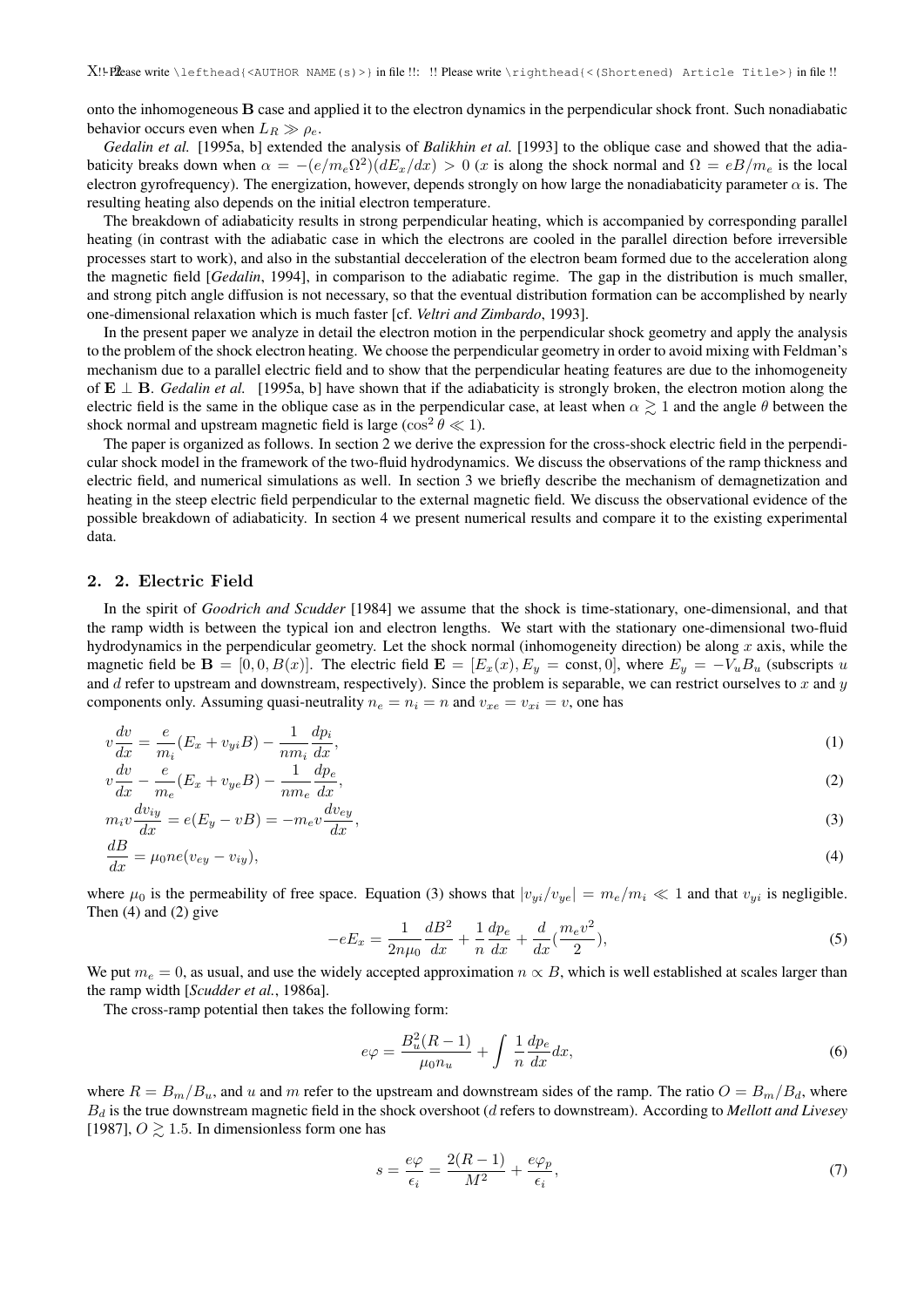onto the inhomogeneous $\mathbf{B}$ case and applied it to the electron dynamics in the perpendicular shock front. Such nonadiabatic behavior occurs even when $L_R \gg \rho_e$.

*Gedalin et al.* [1995a, b] extended the analysis of *Balikhin et al.* [1993] to the oblique case and showed that the adiabaticity breaks down when $\alpha = -(e/m_e\Omega^2)(dE_x/dx) > 0$ ($x$ is along the shock normal and $\Omega = eB/m_e$ is the local electron gyrofrequency). The energization, however, depends strongly on how large the nonadiabaticity parameter $\alpha$ is. The resulting heating also depends on the initial electron temperature.

The breakdown of adiabaticity results in strong perpendicular heating, which is accompanied by corresponding parallel heating (in contrast with the adiabatic case in which the electrons are cooled in the parallel direction before irreversible processes start to work), and also in the substantial decceleration of the electron beam formed due to the acceleration along the magnetic field [*Gedalin*, 1994], in comparison to the adiabatic regime. The gap in the distribution is much smaller, and strong pitch angle diffusion is not necessary, so that the eventual distribution formation can be accomplished by nearly one-dimensional relaxation which is much faster [cf. *Veltri and Zimbardo*, 1993].

In the present paper we analyze in detail the electron motion in the perpendicular shock geometry and apply the analysis to the problem of the shock electron heating. We choose the perpendicular geometry in order to avoid mixing with Feldman's mechanism due to a parallel electric field and to show that the perpendicular heating features are due to the inhomogeneity of $\mathbf{E} \perp \mathbf{B}$. *Gedalin et al.* [1995a, b] have shown that if the adiabaticity is strongly broken, the electron motion along the electric field is the same in the oblique case as in the perpendicular case, at least when $\alpha \gtrsim 1$ and the angle $\theta$ between the shock normal and upstream magnetic field is large ($\cos^2\theta \ll 1$).

The paper is organized as follows. In section 2 we derive the expression for the cross-shock electric field in the perpendicular shock model in the framework of the two-fluid hydrodynamics. We discuss the observations of the ramp thickness and electric field, and numerical simulations as well. In section 3 we briefly describe the mechanism of demagnetization and heating in the steep electric field perpendicular to the external magnetic field. We discuss the observational evidence of the possible breakdown of adiabaticity. In section 4 we present numerical results and compare it to the existing experimental data.

## 2. 2. Electric Field

In the spirit of *Goodrich and Scudder* [1984] we assume that the shock is time-stationary, one-dimensional, and that the ramp width is between the typical ion and electron lengths. We start with the stationary one-dimensional two-fluid hydrodynamics in the perpendicular geometry. Let the shock normal (inhomogeneity direction) be along $x$ axis, while the magnetic field be $\mathbf{B} = [0, 0, B(x)]$. The electric field $\mathbf{E} = [E_x(x), E_y = \text{const}, 0]$, where $E_y = -V_u B_u$ (subscripts $u$ and $d$ refer to upstream and downstream, respectively). Since the problem is separable, we can restrict ourselves to $x$ and $y$ components only. Assuming quasi-neutrality $n_e = n_i = n$ and $v_{xe} = v_{xi} = v$, one has

$$v\frac{dv}{dx} = \frac{e}{m_i}(E_x + v_{yi}B) - \frac{1}{nm_i}\frac{dp_i}{dx}, \tag{1}$$

$$v\frac{dv}{dx} - \frac{e}{m_e}(E_x + v_{ye}B) - \frac{1}{nm_e}\frac{dp_e}{dx}, \tag{2}$$

$$m_i v\frac{dv_{iy}}{dx} = e(E_y - vB) = -m_e v\frac{dv_{ey}}{dx}, \tag{3}$$

$$\frac{dB}{dx} = \mu_0 ne(v_{ey} - v_{iy}), \tag{4}$$

where $\mu_0$ is the permeability of free space. Equation (3) shows that $|v_{yi}/v_{ye}| = m_e/m_i \ll 1$ and that $v_{yi}$ is negligible. Then (4) and (2) give

$$-eE_x = \frac{1}{2n\mu_0}\frac{dB^2}{dx} + \frac{1}{n}\frac{dp_e}{dx} + \frac{d}{dx}\left(\frac{m_e v^2}{2}\right), \tag{5}$$

We put $m_e = 0$, as usual, and use the widely accepted approximation $n \propto B$, which is well established at scales larger than the ramp width [*Scudder et al.*, 1986a].

The cross-ramp potential then takes the following form:

$$e\varphi = \frac{B_u^2(R-1)}{\mu_0 n_u} + \int \frac{1}{n}\frac{dp_e}{dx}dx, \tag{6}$$

where $R = B_m/B_u$, and $u$ and $m$ refer to the upstream and downstream sides of the ramp. The ratio $O = B_m/B_d$, where $B_d$ is the true downstream magnetic field in the shock overshoot ($d$ refers to downstream). According to *Mellott and Livesey* [1987], $O \gtrsim 1.5$. In dimensionless form one has

$$s = \frac{e\varphi}{\epsilon_i} = \frac{2(R-1)}{M^2} + \frac{e\varphi_p}{\epsilon_i}, \tag{7}$$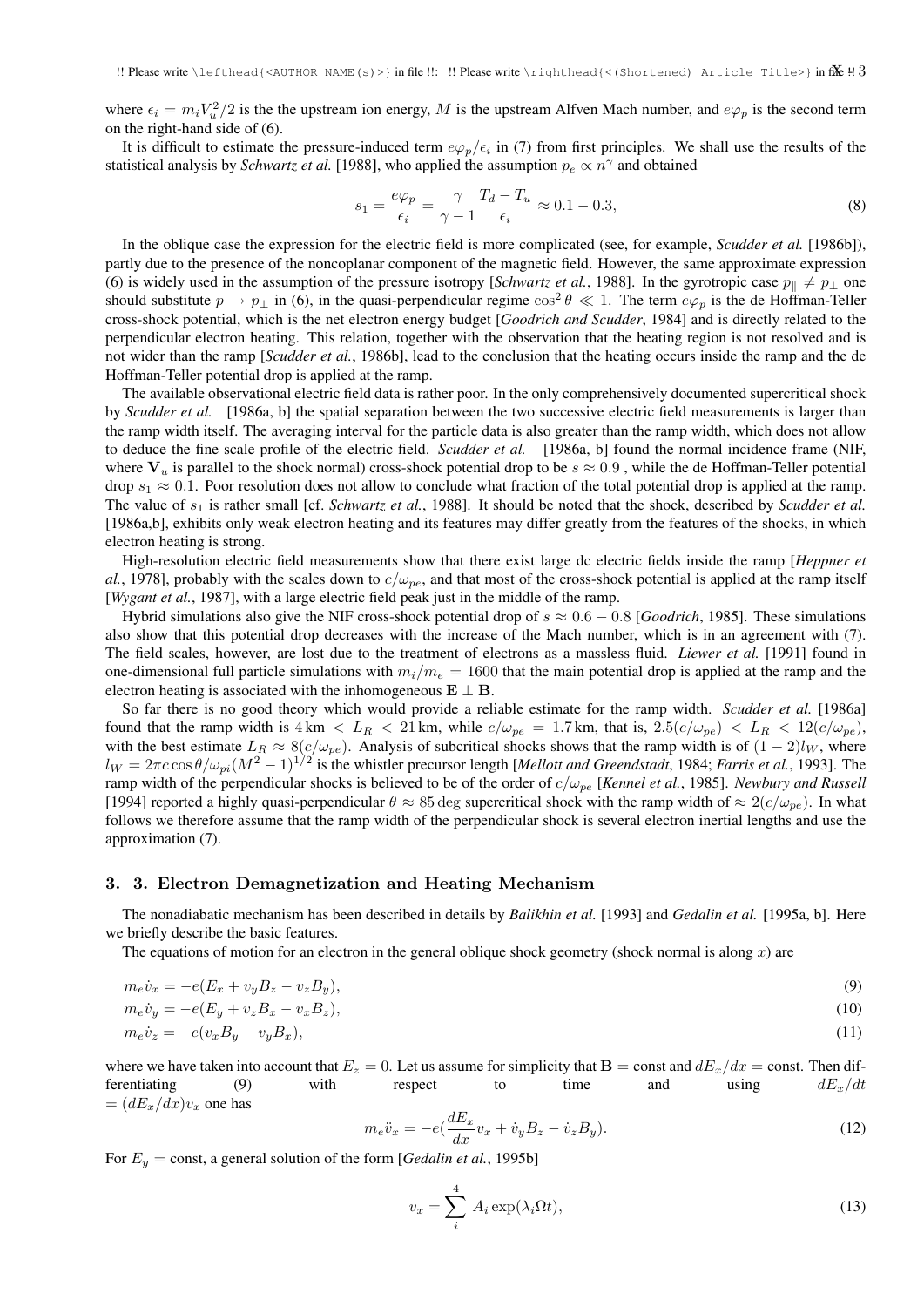where $\epsilon_i = m_i V_u^2/2$ is the the upstream ion energy, $M$ is the upstream Alfven Mach number, and $e\varphi_p$ is the second term on the right-hand side of (6).

It is difficult to estimate the pressure-induced term $e\varphi_p/\epsilon_i$ in (7) from first principles. We shall use the results of the statistical analysis by *Schwartz et al.* [1988], who applied the assumption $p_e \propto n^\gamma$ and obtained

$$s_1 = \frac{e\varphi_p}{\epsilon_i} = \frac{\gamma}{\gamma - 1}\frac{T_d - T_u}{\epsilon_i} \approx 0.1 - 0.3, \tag{8}$$

In the oblique case the expression for the electric field is more complicated (see, for example, *Scudder et al.* [1986b]), partly due to the presence of the noncoplanar component of the magnetic field. However, the same approximate expression (6) is widely used in the assumption of the pressure isotropy [*Schwartz et al.*, 1988]. In the gyrotropic case $p_\parallel \neq p_\perp$ one should substitute $p \rightarrow p_\perp$ in (6), in the quasi-perpendicular regime $\cos^2\theta \ll 1$. The term $e\varphi_p$ is the de Hoffman-Teller cross-shock potential, which is the net electron energy budget [*Goodrich and Scudder*, 1984] and is directly related to the perpendicular electron heating. This relation, together with the observation that the heating region is not resolved and is not wider than the ramp [*Scudder et al.*, 1986b], lead to the conclusion that the heating occurs inside the ramp and the de Hoffman-Teller potential drop is applied at the ramp.

The available observational electric field data is rather poor. In the only comprehensively documented supercritical shock by *Scudder et al.* [1986a, b] the spatial separation between the two successive electric field measurements is larger than the ramp width itself. The averaging interval for the particle data is also greater than the ramp width, which does not allow to deduce the fine scale profile of the electric field. *Scudder et al.* [1986a, b] found the normal incidence frame (NIF, where $\mathbf{V}_u$ is parallel to the shock normal) cross-shock potential drop to be $s \approx 0.9$ , while the de Hoffman-Teller potential drop $s_1 \approx 0.1$. Poor resolution does not allow to conclude what fraction of the total potential drop is applied at the ramp. The value of $s_1$ is rather small [cf. *Schwartz et al.*, 1988]. It should be noted that the shock, described by *Scudder et al.* [1986a,b], exhibits only weak electron heating and its features may differ greatly from the features of the shocks, in which electron heating is strong.

High-resolution electric field measurements show that there exist large dc electric fields inside the ramp [*Heppner et al.*, 1978], probably with the scales down to $c/\omega_{pe}$, and that most of the cross-shock potential is applied at the ramp itself [*Wygant et al.*, 1987], with a large electric field peak just in the middle of the ramp.

Hybrid simulations also give the NIF cross-shock potential drop of $s \approx 0.6 - 0.8$ [*Goodrich*, 1985]. These simulations also show that this potential drop decreases with the increase of the Mach number, which is in an agreement with (7). The field scales, however, are lost due to the treatment of electrons as a massless fluid. *Liewer et al.* [1991] found in one-dimensional full particle simulations with $m_i/m_e = 1600$ that the main potential drop is applied at the ramp and the electron heating is associated with the inhomogeneous $\mathbf{E} \perp \mathbf{B}$.

So far there is no good theory which would provide a reliable estimate for the ramp width. *Scudder et al.* [1986a] found that the ramp width is $4\,\mathrm{km} < L_R < 21\,\mathrm{km}$, while $c/\omega_{pe} = 1.7\,\mathrm{km}$, that is, $2.5(c/\omega_{pe}) < L_R < 12(c/\omega_{pe})$, with the best estimate $L_R \approx 8(c/\omega_{pe})$. Analysis of subcritical shocks shows that the ramp width is of $(1-2)l_W$, where $l_W = 2\pi c \cos\theta/\omega_{pi}(M^2-1)^{1/2}$ is the whistler precursor length [*Mellott and Greendstadt*, 1984; *Farris et al.*, 1993]. The ramp width of the perpendicular shocks is believed to be of the order of $c/\omega_{pe}$ [*Kennel et al.*, 1985]. *Newbury and Russell* [1994] reported a highly quasi-perpendicular $\theta \approx 85\,\mathrm{deg}$ supercritical shock with the ramp width of $\approx 2(c/\omega_{pe})$. In what follows we therefore assume that the ramp width of the perpendicular shock is several electron inertial lengths and use the approximation (7).

## 3. 3. Electron Demagnetization and Heating Mechanism

The nonadiabatic mechanism has been described in details by *Balikhin et al.* [1993] and *Gedalin et al.* [1995a, b]. Here we briefly describe the basic features.

The equations of motion for an electron in the general oblique shock geometry (shock normal is along $x$) are

$$m_e\dot{v}_x = -e(E_x + v_yB_z - v_zB_y), \tag{9}$$

$$m_e\dot{v}_y = -e(E_y + v_zB_x - v_xB_z), \tag{10}$$

$$m_e\dot{v}_z = -e(v_xB_y - v_yB_x), \tag{11}$$

where we have taken into account that $E_z = 0$. Let us assume for simplicity that $\mathbf{B} = \mathrm{const}$ and $dE_x/dx = \mathrm{const}$. Then differentiating (9) with respect to time and using $dE_x/dt = (dE_x/dx)v_x$ one has

$$m_e\ddot{v}_x = -e(\frac{dE_x}{dx}v_x + \dot{v}_yB_z - \dot{v}_zB_y). \tag{12}$$

For $E_y = \mathrm{const}$, a general solution of the form [*Gedalin et al.*, 1995b]

$$v_x = \sum_i^4 A_i \exp(\lambda_i \Omega t), \tag{13}$$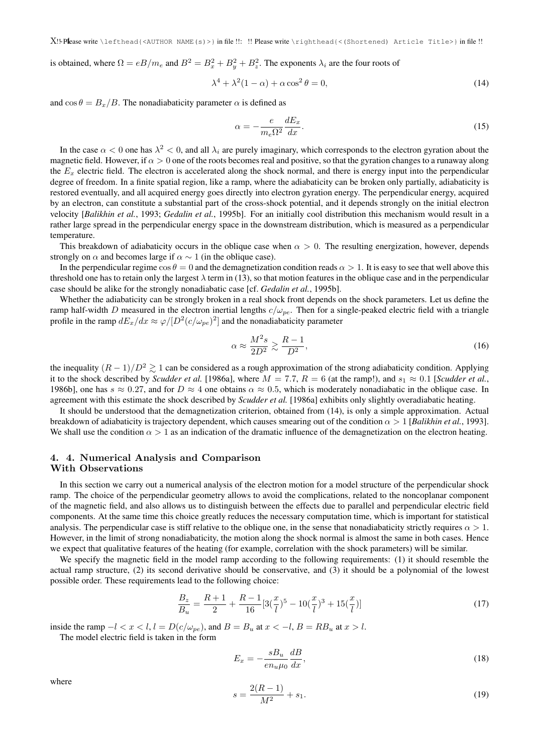is obtained, where $\Omega = eB/m_e$ and $B^2 = B_x^2 + B_y^2 + B_z^2$. The exponents $\lambda_i$ are the four roots of

$$\lambda^4 + \lambda^2(1-\alpha) + \alpha \cos^2\theta = 0, \tag{14}$$

and $\cos\theta = B_x/B$. The nonadiabaticity parameter $\alpha$ is defined as

$$\alpha = -\frac{e}{m_e\Omega^2}\frac{dE_x}{dx}. \tag{15}$$

In the case $\alpha < 0$ one has $\lambda^2 < 0$, and all $\lambda_i$ are purely imaginary, which corresponds to the electron gyration about the magnetic field. However, if $\alpha > 0$ one of the roots becomes real and positive, so that the gyration changes to a runaway along the $E_x$ electric field. The electron is accelerated along the shock normal, and there is energy input into the perpendicular degree of freedom. In a finite spatial region, like a ramp, where the adiabaticity can be broken only partially, adiabaticity is restored eventually, and all acquired energy goes directly into electron gyration energy. The perpendicular energy, acquired by an electron, can constitute a substantial part of the cross-shock potential, and it depends strongly on the initial electron velocity [*Balikhin et al.*, 1993; *Gedalin et al.*, 1995b]. For an initially cool distribution this mechanism would result in a rather large spread in the perpendicular energy space in the downstream distribution, which is measured as a perpendicular temperature.

This breakdown of adiabaticity occurs in the oblique case when $\alpha > 0$. The resulting energization, however, depends strongly on $\alpha$ and becomes large if $\alpha \sim 1$ (in the oblique case).

In the perpendicular regime $\cos\theta = 0$ and the demagnetization condition reads $\alpha > 1$. It is easy to see that well above this threshold one has to retain only the largest $\lambda$ term in (13), so that motion features in the oblique case and in the perpendicular case should be alike for the strongly nonadiabatic case [cf. *Gedalin et al.*, 1995b].

Whether the adiabaticity can be strongly broken in a real shock front depends on the shock parameters. Let us define the ramp half-width $D$ measured in the electron inertial lengths $c/\omega_{pe}$. Then for a single-peaked electric field with a triangle profile in the ramp $dE_x/dx \approx \varphi/[D^2(c/\omega_{pe})^2]$ and the nonadiabaticity parameter

$$\alpha \approx \frac{M^2 s}{2D^2} \gtrsim \frac{R-1}{D^2}, \tag{16}$$

the inequality $(R-1)/D^2 \gtrsim 1$ can be considered as a rough approximation of the strong adiabaticity condition. Applying it to the shock described by *Scudder et al.* [1986a], where $M = 7.7$, $R = 6$ (at the ramp!), and $s_1 \approx 0.1$ [*Scudder et al.*, 1986b], one has $s \approx 0.27$, and for $D \approx 4$ one obtains $\alpha \approx 0.5$, which is moderately nonadiabatic in the oblique case. In agreement with this estimate the shock described by *Scudder et al.* [1986a] exhibits only slightly overadiabatic heating.

It should be understood that the demagnetization criterion, obtained from (14), is only a simple approximation. Actual breakdown of adiabaticity is trajectory dependent, which causes smearing out of the condition $\alpha > 1$ [*Balikhin et al.*, 1993]. We shall use the condition $\alpha > 1$ as an indication of the dramatic influence of the demagnetization on the electron heating.

## 4. 4. Numerical Analysis and Comparison With Observations

In this section we carry out a numerical analysis of the electron motion for a model structure of the perpendicular shock ramp. The choice of the perpendicular geometry allows to avoid the complications, related to the noncoplanar component of the magnetic field, and also allows us to distinguish between the effects due to parallel and perpendicular electric field components. At the same time this choice greatly reduces the necessary computation time, which is important for statistical analysis. The perpendicular case is stiff relative to the oblique one, in the sense that nonadiabaticity strictly requires $\alpha > 1$. However, in the limit of strong nonadiabaticity, the motion along the shock normal is almost the same in both cases. Hence we expect that qualitative features of the heating (for example, correlation with the shock parameters) will be similar.

We specify the magnetic field in the model ramp according to the following requirements: (1) it should resemble the actual ramp structure, (2) its second derivative should be conservative, and (3) it should be a polynomial of the lowest possible order. These requirements lead to the following choice:

$$\frac{B_z}{B_u} = \frac{R+1}{2} + \frac{R-1}{16}[3(\frac{x}{l})^5 - 10(\frac{x}{l})^3 + 15(\frac{x}{l})] \tag{17}$$

inside the ramp $-l < x < l$, $l = D(c/\omega_{pe})$, and $B = B_u$ at $x < -l$, $B = RB_u$ at $x > l$.

The model electric field is taken in the form

$$E_x = -\frac{sB_u}{en_u\mu_0}\frac{dB}{dx}, \tag{18}$$

where

$$s = \frac{2(R-1)}{M^2} + s_1. \tag{19}$$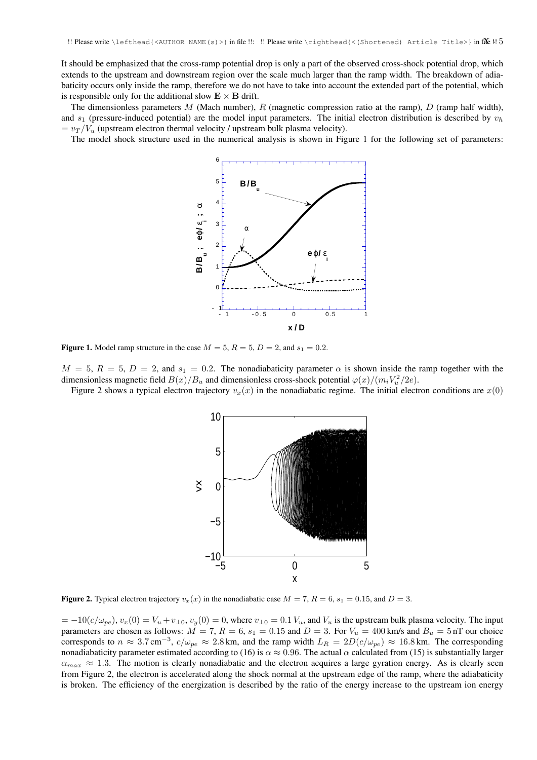It should be emphasized that the cross-ramp potential drop is only a part of the observed cross-shock potential drop, which extends to the upstream and downstream region over the scale much larger than the ramp width. The breakdown of adiabaticity occurs only inside the ramp, therefore we do not have to take into account the extended part of the potential, which is responsible only for the additional slow $\mathbf{E} \times \mathbf{B}$ drift.

The dimensionless parameters $M$ (Mach number), $R$ (magnetic compression ratio at the ramp), $D$ (ramp half width), and $s_1$ (pressure-induced potential) are the model input parameters. The initial electron distribution is described by $v_h = v_T/V_u$ (upstream electron thermal velocity / upstream bulk plasma velocity).

The model shock structure used in the numerical analysis is shown in Figure 1 for the following set of parameters: $M = 5$, $R = 5$, $D = 2$, and $s_1 = 0.2$. The nonadiabaticity parameter $\alpha$ is shown inside the ramp together with the dimensionless magnetic field $B(x)/B_u$ and dimensionless cross-shock potential $\varphi(x)/(m_i V_u^2/2e)$.

**Figure 1.** Model ramp structure in the case $M = 5$, $R = 5$, $D = 2$, and $s_1 = 0.2$.

Figure 2 shows a typical electron trajectory $v_x(x)$ in the nonadiabatic regime. The initial electron conditions are $x(0) = -10(c/\omega_{pe})$, $v_x(0) = V_u + v_{\perp 0}$, $v_y(0) = 0$, where $v_{\perp 0} = 0.1\,V_u$, and $V_u$ is the upstream bulk plasma velocity. The input parameters are chosen as follows: $M = 7$, $R = 6$, $s_1 = 0.15$ and $D = 3$. For $V_u = 400\,\text{km/s}$ and $B_u = 5\,\text{nT}$ our choice corresponds to $n \approx 3.7\,\text{cm}^{-3}$, $c/\omega_{pe} \approx 2.8\,\text{km}$, and the ramp width $L_R = 2D(c/\omega_{pe}) \approx 16.8\,\text{km}$. The corresponding nonadiabaticity parameter estimated according to (16) is $\alpha \approx 0.96$. The actual $\alpha$ calculated from (15) is substantially larger $\alpha_{max} \approx 1.3$. The motion is clearly nonadiabatic and the electron acquires a large gyration energy. As is clearly seen from Figure 2, the electron is accelerated along the shock normal at the upstream edge of the ramp, where the adiabaticity is broken. The efficiency of the energization is described by the ratio of the energy increase to the upstream ion energy

**Figure 2.** Typical electron trajectory $v_x(x)$ in the nonadiabatic case $M = 7$, $R = 6$, $s_1 = 0.15$, and $D = 3$.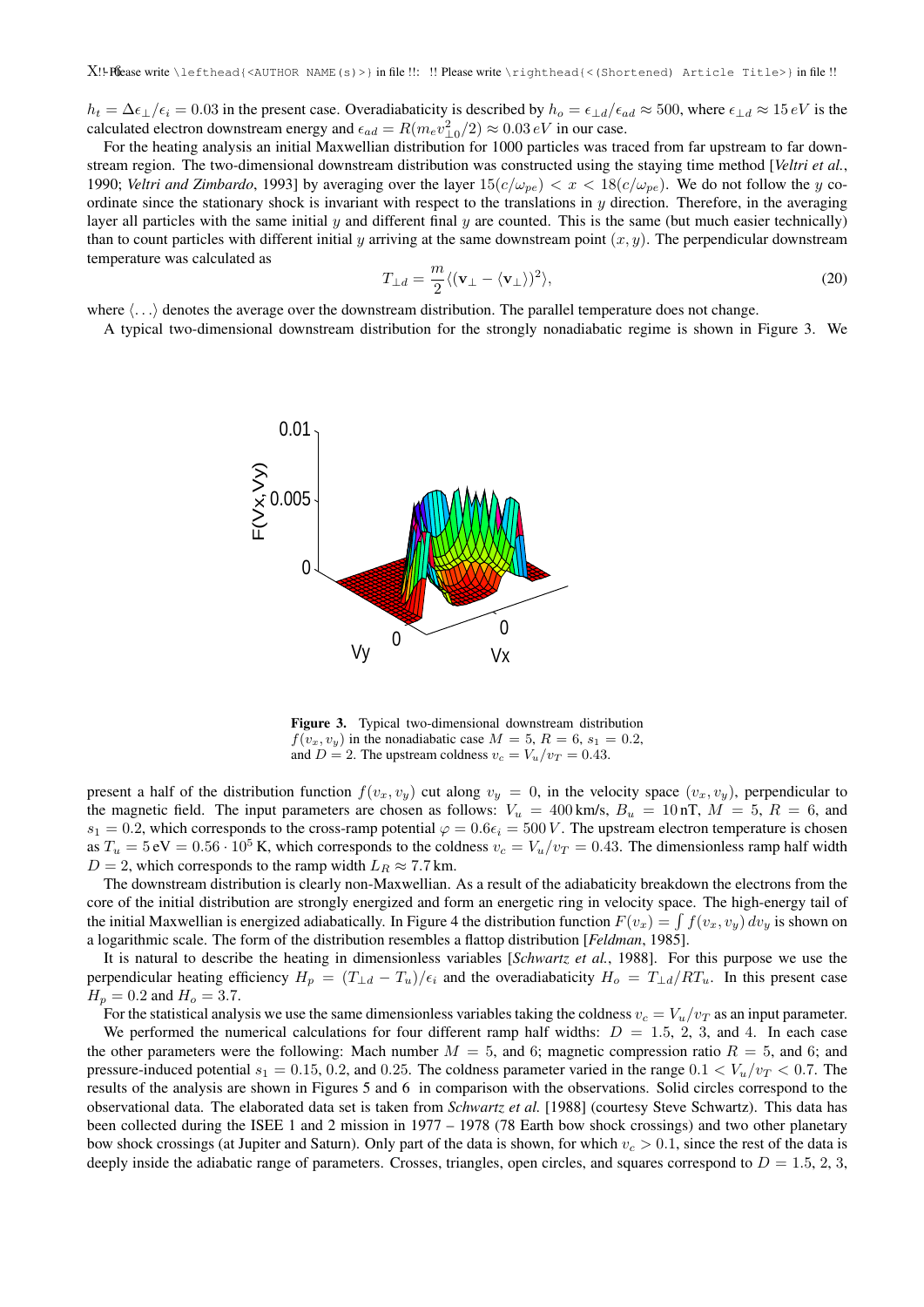$h_t = \Delta\epsilon_\perp/\epsilon_i = 0.03$ in the present case. Overadiabaticity is described by $h_o = \epsilon_{\perp d}/\epsilon_{ad} \approx 500$, where $\epsilon_{\perp d} \approx 15\,eV$ is the calculated electron downstream energy and $\epsilon_{ad} = R(m_e v_{\perp 0}^2/2) \approx 0.03\,eV$ in our case.

For the heating analysis an initial Maxwellian distribution for 1000 particles was traced from far upstream to far downstream region. The two-dimensional downstream distribution was constructed using the staying time method [*Veltri et al.*, 1990; *Veltri and Zimbardo*, 1993] by averaging over the layer $15(c/\omega_{pe}) < x < 18(c/\omega_{pe})$. We do not follow the $y$ coordinate since the stationary shock is invariant with respect to the translations in $y$ direction. Therefore, in the averaging layer all particles with the same initial $y$ and different final $y$ are counted. This is the same (but much easier technically) than to count particles with different initial $y$ arriving at the same downstream point $(x, y)$. The perpendicular downstream temperature was calculated as

$$T_{\perp d} = \frac{m}{2}\langle(\mathbf{v}_\perp - \langle\mathbf{v}_\perp\rangle)^2\rangle, \tag{20}$$

where $\langle\ldots\rangle$ denotes the average over the downstream distribution. The parallel temperature does not change.

A typical two-dimensional downstream distribution for the strongly nonadiabatic regime is shown in Figure 3. We present a half of the distribution function $f(v_x, v_y)$ cut along $v_y = 0$, in the velocity space $(v_x, v_y)$, perpendicular to the magnetic field. The input parameters are chosen as follows: $V_u = 400\,\text{km/s}$, $B_u = 10\,\text{nT}$, $M = 5$, $R = 6$, and $s_1 = 0.2$, which corresponds to the cross-ramp potential $\varphi = 0.6\epsilon_i = 500\,V$. The upstream electron temperature is chosen as $T_u = 5\,\text{eV} = 0.56 \cdot 10^5\,\text{K}$, which corresponds to the coldness $v_c = V_u/v_T = 0.43$. The dimensionless ramp half width $D = 2$, which corresponds to the ramp width $L_R \approx 7.7\,\text{km}$.

**Figure 3.** Typical two-dimensional downstream distribution $f(v_x, v_y)$ in the nonadiabatic case $M = 5$, $R = 6$, $s_1 = 0.2$, and $D = 2$. The upstream coldness $v_c = V_u/v_T = 0.43$.

The downstream distribution is clearly non-Maxwellian. As a result of the adiabaticity breakdown the electrons from the core of the initial distribution are strongly energized and form an energetic ring in velocity space. The high-energy tail of the initial Maxwellian is energized adiabatically. In Figure 4 the distribution function $F(v_x) = \int f(v_x, v_y)\,dv_y$ is shown on a logarithmic scale. The form of the distribution resembles a flattop distribution [*Feldman*, 1985].

It is natural to describe the heating in dimensionless variables [*Schwartz et al.*, 1988]. For this purpose we use the perpendicular heating efficiency $H_p = (T_{\perp d} - T_u)/\epsilon_i$ and the overadiabaticity $H_o = T_{\perp d}/RT_u$. In this present case $H_p = 0.2$ and $H_o = 3.7$.

For the statistical analysis we use the same dimensionless variables taking the coldness $v_c = V_u/v_T$ as an input parameter.

We performed the numerical calculations for four different ramp half widths: $D = 1.5$, 2, 3, and 4. In each case the other parameters were the following: Mach number $M = 5$, and 6; magnetic compression ratio $R = 5$, and 6; and pressure-induced potential $s_1 = 0.15$, 0.2, and 0.25. The coldness parameter varied in the range $0.1 < V_u/v_T < 0.7$. The results of the analysis are shown in Figures 5 and 6 in comparison with the observations. Solid circles correspond to the observational data. The elaborated data set is taken from *Schwartz et al.* [1988] (courtesy Steve Schwartz). This data has been collected during the ISEE 1 and 2 mission in 1977 – 1978 (78 Earth bow shock crossings) and two other planetary bow shock crossings (at Jupiter and Saturn). Only part of the data is shown, for which $v_c > 0.1$, since the rest of the data is deeply inside the adiabatic range of parameters. Crosses, triangles, open circles, and squares correspond to $D = 1.5$, 2, 3,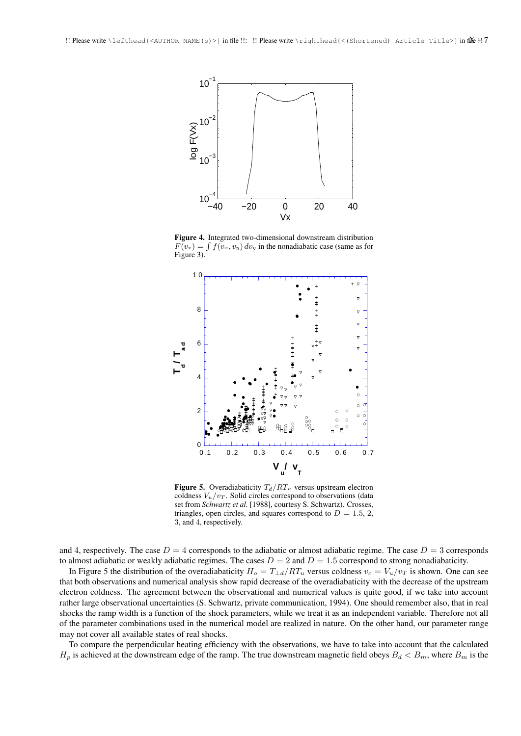**Figure 4.** Integrated two-dimensional downstream distribution $F(v_x) = \int f(v_x, v_y)\, dv_y$ in the nonadiabatic case (same as for Figure 3).

**Figure 5.** Overadiabaticity $T_d/RT_u$ versus upstream electron coldness $V_u/v_T$. Solid circles correspond to observations (data set from *Schwartz et al.* [1988], courtesy S. Schwartz). Crosses, triangles, open circles, and squares correspond to $D = 1.5$, 2, 3, and 4, respectively.

and 4, respectively. The case $D = 4$ corresponds to the adiabatic or almost adiabatic regime. The case $D = 3$ corresponds to almost adiabatic or weakly adiabatic regimes. The cases $D = 2$ and $D = 1.5$ correspond to strong nonadiabaticity.

In Figure 5 the distribution of the overadiabaticity $H_o = T_{\perp d}/RT_u$ versus coldness $v_c = V_u/v_T$ is shown. One can see that both observations and numerical analysis show rapid decrease of the overadiabaticity with the decrease of the upstream electron coldness. The agreement between the observational and numerical values is quite good, if we take into account rather large observational uncertainties (S. Schwartz, private communication, 1994). One should remember also, that in real shocks the ramp width is a function of the shock parameters, while we treat it as an independent variable. Therefore not all of the parameter combinations used in the numerical model are realized in nature. On the other hand, our parameter range may not cover all available states of real shocks.

To compare the perpendicular heating efficiency with the observations, we have to take into account that the calculated $H_p$ is achieved at the downstream edge of the ramp. The true downstream magnetic field obeys $B_d < B_m$, where $B_m$ is the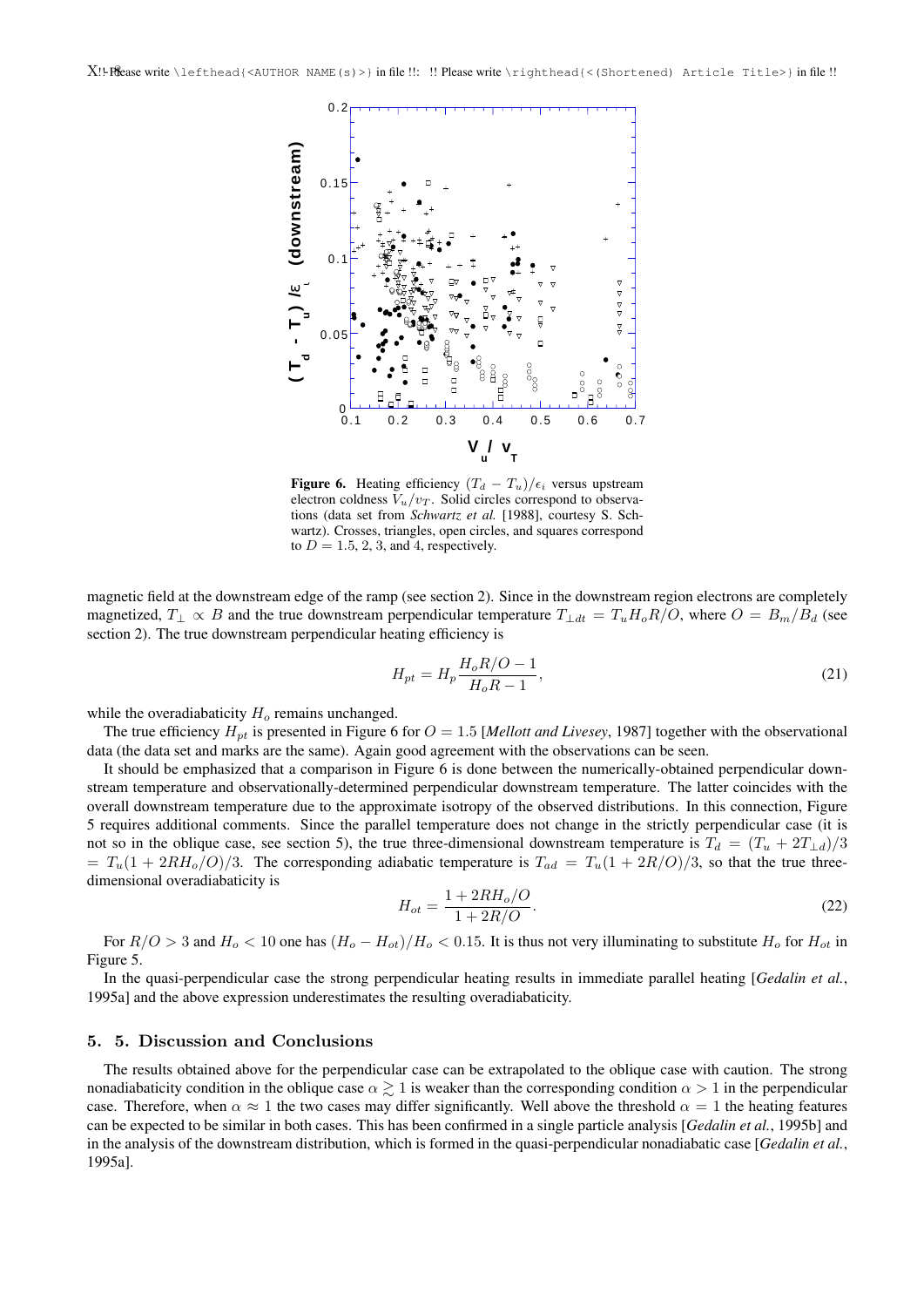**Figure 6.** Heating efficiency $(T_d - T_u)/\epsilon_i$ versus upstream electron coldness $V_u/v_T$. Solid circles correspond to observations (data set from *Schwartz et al.* [1988], courtesy S. Schwartz). Crosses, triangles, open circles, and squares correspond to $D = 1.5$, 2, 3, and 4, respectively.

magnetic field at the downstream edge of the ramp (see section 2). Since in the downstream region electrons are completely magnetized, $T_\perp \propto B$ and the true downstream perpendicular temperature $T_{\perp dt} = T_u H_o R/O$, where $O = B_m/B_d$ (see section 2). The true downstream perpendicular heating efficiency is

$$H_{pt} = H_p \frac{H_o R/O - 1}{H_o R - 1}, \tag{21}$$

while the overadiabaticity $H_o$ remains unchanged.

The true efficiency $H_{pt}$ is presented in Figure 6 for $O = 1.5$ [*Mellott and Livesey*, 1987] together with the observational data (the data set and marks are the same). Again good agreement with the observations can be seen.

It should be emphasized that a comparison in Figure 6 is done between the numerically-obtained perpendicular downstream temperature and observationally-determined perpendicular downstream temperature. The latter coincides with the overall downstream temperature due to the approximate isotropy of the observed distributions. In this connection, Figure 5 requires additional comments. Since the parallel temperature does not change in the strictly perpendicular case (it is not so in the oblique case, see section 5), the true three-dimensional downstream temperature is $T_d = (T_u + 2T_{\perp d})/3 = T_u(1 + 2RH_o/O)/3$. The corresponding adiabatic temperature is $T_{ad} = T_u(1 + 2R/O)/3$, so that the true three-dimensional overadiabaticity is

$$H_{ot} = \frac{1 + 2RH_o/O}{1 + 2R/O}. \tag{22}$$

For $R/O > 3$ and $H_o < 10$ one has $(H_o - H_{ot})/H_o < 0.15$. It is thus not very illuminating to substitute $H_o$ for $H_{ot}$ in Figure 5.

In the quasi-perpendicular case the strong perpendicular heating results in immediate parallel heating [*Gedalin et al.*, 1995a] and the above expression underestimates the resulting overadiabaticity.

## 5. 5. Discussion and Conclusions

The results obtained above for the perpendicular case can be extrapolated to the oblique case with caution. The strong nonadiabaticity condition in the oblique case $\alpha \gtrsim 1$ is weaker than the corresponding condition $\alpha > 1$ in the perpendicular case. Therefore, when $\alpha \approx 1$ the two cases may differ significantly. Well above the threshold $\alpha = 1$ the heating features can be expected to be similar in both cases. This has been confirmed in a single particle analysis [*Gedalin et al.*, 1995b] and in the analysis of the downstream distribution, which is formed in the quasi-perpendicular nonadiabatic case [*Gedalin et al.*, 1995a].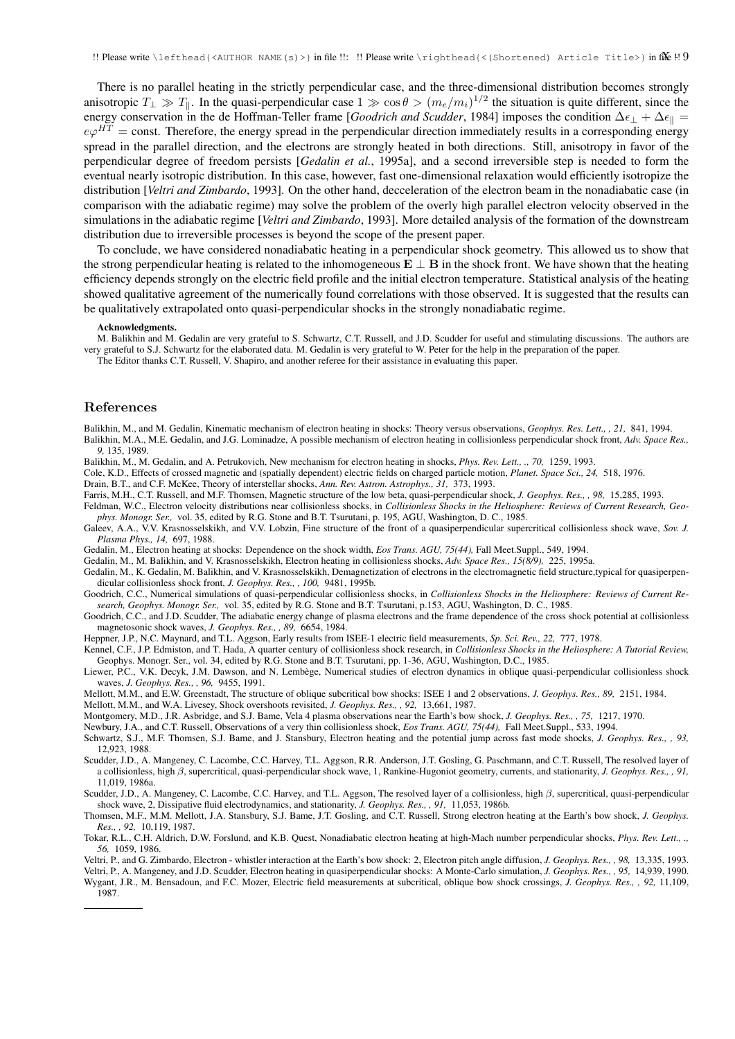There is no parallel heating in the strictly perpendicular case, and the three-dimensional distribution becomes strongly anisotropic $T_\perp \gg T_\parallel$. In the quasi-perpendicular case $1 \gg \cos\theta > (m_e/m_i)^{1/2}$ the situation is quite different, since the energy conservation in the de Hoffman-Teller frame [*Goodrich and Scudder*, 1984] imposes the condition $\Delta\epsilon_\perp + \Delta\epsilon_\parallel = e\varphi^{HT} = \text{const}$. Therefore, the energy spread in the perpendicular direction immediately results in a corresponding energy spread in the parallel direction, and the electrons are strongly heated in both directions. Still, anisotropy in favor of the perpendicular degree of freedom persists [*Gedalin et al.*, 1995a], and a second irreversible step is needed to form the eventual nearly isotropic distribution. In this case, however, fast one-dimensional relaxation would efficiently isotropize the distribution [*Veltri and Zimbardo*, 1993]. On the other hand, decceleration of the electron beam in the nonadiabatic case (in comparison with the adiabatic regime) may solve the problem of the overly high parallel electron velocity observed in the simulations in the adiabatic regime [*Veltri and Zimbardo*, 1993]. More detailed analysis of the formation of the downstream distribution due to irreversible processes is beyond the scope of the present paper.

To conclude, we have considered nonadiabatic heating in a perpendicular shock geometry. This allowed us to show that the strong perpendicular heating is related to the inhomogeneous $\mathbf{E} \perp \mathbf{B}$ in the shock front. We have shown that the heating efficiency depends strongly on the electric field profile and the initial electron temperature. Statistical analysis of the heating showed qualitative agreement of the numerically found correlations with those observed. It is suggested that the results can be qualitatively extrapolated onto quasi-perpendicular shocks in the strongly nonadiabatic regime.

**Acknowledgments.**

M. Balikhin and M. Gedalin are very grateful to S. Schwartz, C.T. Russell, and J.D. Scudder for useful and stimulating discussions. The authors are very grateful to S.J. Schwartz for the elaborated data. M. Gedalin is very grateful to W. Peter for the help in the preparation of the paper.

The Editor thanks C.T. Russell, V. Shapiro, and another referee for their assistance in evaluating this paper.

## References

Balikhin, M., and M. Gedalin, Kinematic mechanism of electron heating in shocks: Theory versus observations, *Geophys. Res. Lett., , 21,* 841, 1994.

Balikhin, M.A., M.E. Gedalin, and J.G. Lominadze, A possible mechanism of electron heating in collisionless perpendicular shock front, *Adv. Space Res., 9,* 135, 1989.

Balikhin, M., M. Gedalin, and A. Petrukovich, New mechanism for electron heating in shocks, *Phys. Rev. Lett., ., 70,* 1259, 1993.

Cole, K.D., Effects of crossed magnetic and (spatially dependent) electric fields on charged particle motion, *Planet. Space Sci., 24,* 518, 1976.

Drain, B.T., and C.F. McKee, Theory of interstellar shocks, *Ann. Rev. Astron. Astrophys., 31,* 373, 1993.

Farris, M.H., C.T. Russell, and M.F. Thomsen, Magnetic structure of the low beta, quasi-perpendicular shock, *J. Geophys. Res., , 98,* 15,285, 1993.

Feldman, W.C., Electron velocity distributions near collisionless shocks, in *Collisionless Shocks in the Heliosphere: Reviews of Current Research, Geophys. Monogr. Ser.,* vol. 35, edited by R.G. Stone and B.T. Tsurutani, p. 195, AGU, Washington, D. C., 1985.

Galeev, A.A., V.V. Krasnosselskikh, and V.V. Lobzin, Fine structure of the front of a quasiperpendicular supercritical collisionless shock wave, *Sov. J. Plasma Phys., 14,* 697, 1988.

Gedalin, M., Electron heating at shocks: Dependence on the shock width, *Eos Trans. AGU, 75(44),* Fall Meet.Suppl., 549, 1994.

Gedalin, M., M. Balikhin, and V. Krasnosselskikh, Electron heating in collisionless shocks, *Adv. Space Res., 15(8/9),* 225, 1995a.

Gedalin, M., K. Gedalin, M. Balikhin, and V. Krasnosselskikh, Demagnetization of electrons in the electromagnetic field structure,typical for quasiperpendicular collisionless shock front, *J. Geophys. Res., , 100,* 9481, 1995b.

Goodrich, C.C., Numerical simulations of quasi-perpendicular collisionless shocks, in *Collisionless Shocks in the Heliosphere: Reviews of Current Research, Geophys. Monogr. Ser.,* vol. 35, edited by R.G. Stone and B.T. Tsurutani, p.153, AGU, Washington, D. C., 1985.

Goodrich, C.C., and J.D. Scudder, The adiabatic energy change of plasma electrons and the frame dependence of the cross shock potential at collisionless magnetosonic shock waves, *J. Geophys. Res., , 89,* 6654, 1984.

Heppner, J.P., N.C. Maynard, and T.L. Aggson, Early results from ISEE-1 electric field measurements, *Sp. Sci. Rev., 22,* 777, 1978.

Kennel, C.F., J.P. Edmiston, and T. Hada, A quarter century of collisionless shock research, in *Collisionless Shocks in the Heliosphere: A Tutorial Review,* Geophys. Monogr. Ser., vol. 34, edited by R.G. Stone and B.T. Tsurutani, pp. 1-36, AGU, Washington, D.C., 1985.

Liewer, P.C., V.K. Decyk, J.M. Dawson, and N. Lembège, Numerical studies of electron dynamics in oblique quasi-perpendicular collisionless shock waves, *J. Geophys. Res., , 96,* 9455, 1991.

Mellott, M.M., and E.W. Greenstadt, The structure of oblique subcritical bow shocks: ISEE 1 and 2 observations, *J. Geophys. Res., 89,* 2151, 1984.

Mellott, M.M., and W.A. Livesey, Shock overshoots revisited, *J. Geophys. Res., , 92,* 13,661, 1987.

Montgomery, M.D., J.R. Asbridge, and S.J. Bame, Vela 4 plasma observations near the Earth's bow shock, *J. Geophys. Res., , 75,* 1217, 1970.

Newbury, J.A., and C.T. Russell, Observations of a very thin collisionless shock, *Eos Trans. AGU, 75(44),* Fall Meet.Suppl., 533, 1994.

Schwartz, S.J., M.F. Thomsen, S.J. Bame, and J. Stansbury, Electron heating and the potential jump across fast mode shocks, *J. Geophys. Res., , 93,* 12,923, 1988.

Scudder, J.D., A. Mangeney, C. Lacombe, C.C. Harvey, T.L. Aggson, R.R. Anderson, J.T. Gosling, G. Paschmann, and C.T. Russell, The resolved layer of a collisionless, high $\beta$, supercritical, quasi-perpendicular shock wave, 1, Rankine-Hugoniot geometry, currents, and stationarity, *J. Geophys. Res., , 91,* 11,019, 1986a.

Scudder, J.D., A. Mangeney, C. Lacombe, C.C. Harvey, and T.L. Aggson, The resolved layer of a collisionless, high $\beta$, supercritical, quasi-perpendicular shock wave, 2, Dissipative fluid electrodynamics, and stationarity, *J. Geophys. Res., , 91,* 11,053, 1986b.

Thomsen, M.F., M.M. Mellott, J.A. Stansbury, S.J. Bame, J.T. Gosling, and C.T. Russell, Strong electron heating at the Earth's bow shock, *J. Geophys. Res., , 92,* 10,119, 1987.

Tokar, R.L., C.H. Aldrich, D.W. Forslund, and K.B. Quest, Nonadiabatic electron heating at high-Mach number perpendicular shocks, *Phys. Rev. Lett., ., 56,* 1059, 1986.

Veltri, P., and G. Zimbardo, Electron - whistler interaction at the Earth's bow shock: 2, Electron pitch angle diffusion, *J. Geophys. Res., , 98,* 13,335, 1993.

Veltri, P., A. Mangeney, and J.D. Scudder, Electron heating in quasiperpendicular shocks: A Monte-Carlo simulation, *J. Geophys. Res., , 95,* 14,939, 1990.

Wygant, J.R., M. Bensadoun, and F.C. Mozer, Electric field measurements at subcritical, oblique bow shock crossings, *J. Geophys. Res., , 92,* 11,109, 1987.